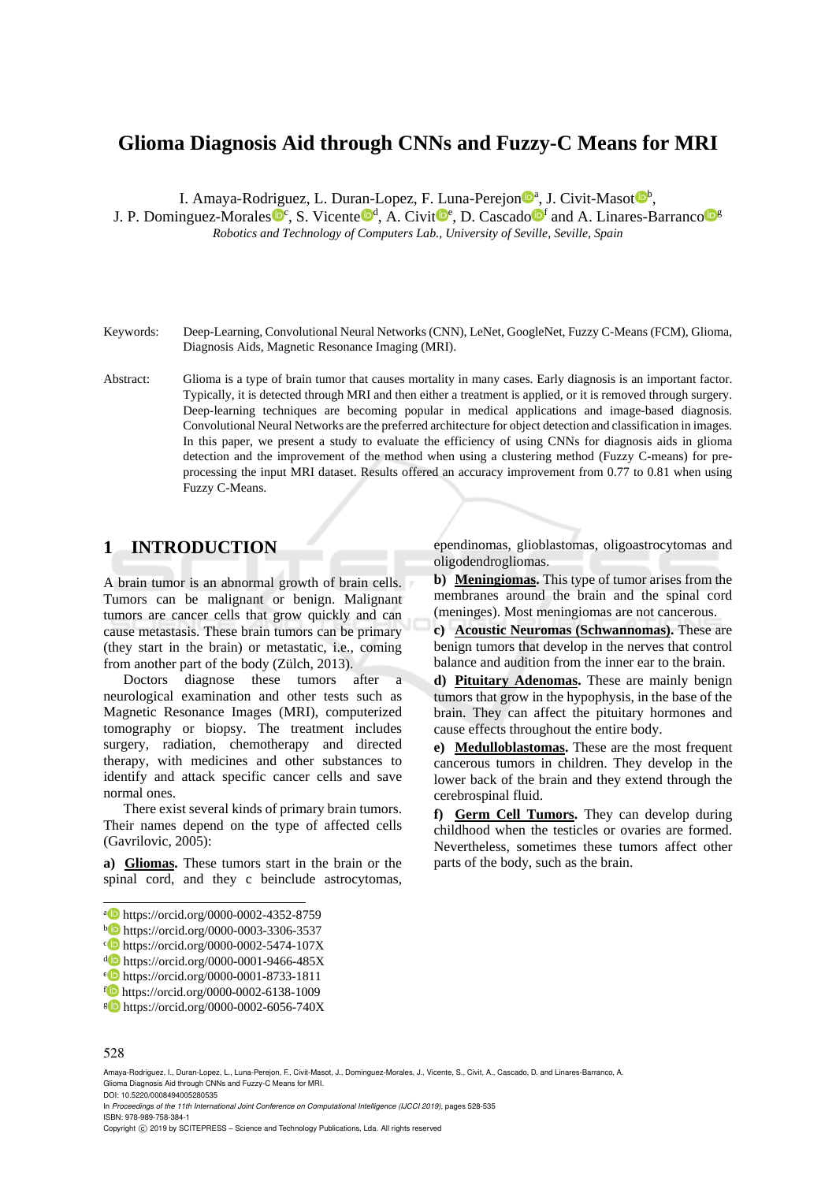# Glioma Diagnosis Aid through CNNs and Fuzzy-C Means for MRI

I. Amaya-Rodriguez, L. Duran-Lopez, F. Luna-Perejon[a], J. Civit-Masot[b], J. P. Dominguez-Morales[c], S. Vicente[d], A. Civit[e], D. Cascado[f] and A. Linares-Barranco[g]

*Robotics and Technology of Computers Lab., University of Seville, Seville, Spain*

Keywords: Deep-Learning, Convolutional Neural Networks (CNN), LeNet, GoogleNet, Fuzzy C-Means (FCM), Glioma, Diagnosis Aids, Magnetic Resonance Imaging (MRI).

Abstract: Glioma is a type of brain tumor that causes mortality in many cases. Early diagnosis is an important factor. Typically, it is detected through MRI and then either a treatment is applied, or it is removed through surgery. Deep-learning techniques are becoming popular in medical applications and image-based diagnosis. Convolutional Neural Networks are the preferred architecture for object detection and classification in images. In this paper, we present a study to evaluate the efficiency of using CNNs for diagnosis aids in glioma detection and the improvement of the method when using a clustering method (Fuzzy C-means) for pre-processing the input MRI dataset. Results offered an accuracy improvement from 0.77 to 0.81 when using Fuzzy C-Means.

## 1 INTRODUCTION

A brain tumor is an abnormal growth of brain cells. Tumors can be malignant or benign. Malignant tumors are cancer cells that grow quickly and can cause metastasis. These brain tumors can be primary (they start in the brain) or metastatic, i.e., coming from another part of the body (Zülch, 2013).

Doctors diagnose these tumors after a neurological examination and other tests such as Magnetic Resonance Images (MRI), computerized tomography or biopsy. The treatment includes surgery, radiation, chemotherapy and directed therapy, with medicines and other substances to identify and attack specific cancer cells and save normal ones.

There exist several kinds of primary brain tumors. Their names depend on the type of affected cells (Gavrilovic, 2005):

**a) Gliomas.** These tumors start in the brain or the spinal cord, and they c beinclude astrocytomas, ependinomas, glioblastomas, oligoastrocytomas and oligodendrogliomas.

**b) Meningiomas.** This type of tumor arises from the membranes around the brain and the spinal cord (meninges). Most meningiomas are not cancerous.

**c) Acoustic Neuromas (Schwannomas).** These are benign tumors that develop in the nerves that control balance and audition from the inner ear to the brain.

**d) Pituitary Adenomas.** These are mainly benign tumors that grow in the hypophysis, in the base of the brain. They can affect the pituitary hormones and cause effects throughout the entire body.

**e) Medulloblastomas.** These are the most frequent cancerous tumors in children. They develop in the lower back of the brain and they extend through the cerebrospinal fluid.

**f) Germ Cell Tumors.** They can develop during childhood when the testicles or ovaries are formed. Nevertheless, sometimes these tumors affect other parts of the body, such as the brain.

---

[a] https://orcid.org/0000-0002-4352-8759
[b] https://orcid.org/0000-0003-3306-3537
[c] https://orcid.org/0000-0002-5474-107X
[d] https://orcid.org/0000-0001-9466-485X
[e] https://orcid.org/0000-0001-8733-1811
[f] https://orcid.org/0000-0002-6138-1009
[g] https://orcid.org/0000-0002-6056-740X

Amaya-Rodriguez, I., Duran-Lopez, L., Luna-Perejon, F., Civit-Masot, J., Dominguez-Morales, J., Vicente, S., Civit, A., Cascado, D. and Linares-Barranco, A.
Glioma Diagnosis Aid through CNNs and Fuzzy-C Means for MRI.
DOI: 10.5220/0008494005280535
In *Proceedings of the 11th International Joint Conference on Computational Intelligence (IJCCI 2019)*, pages 528-535
ISBN: 978-989-758-384-1
Copyright © 2019 by SCITEPRESS – Science and Technology Publications, Lda. All rights reserved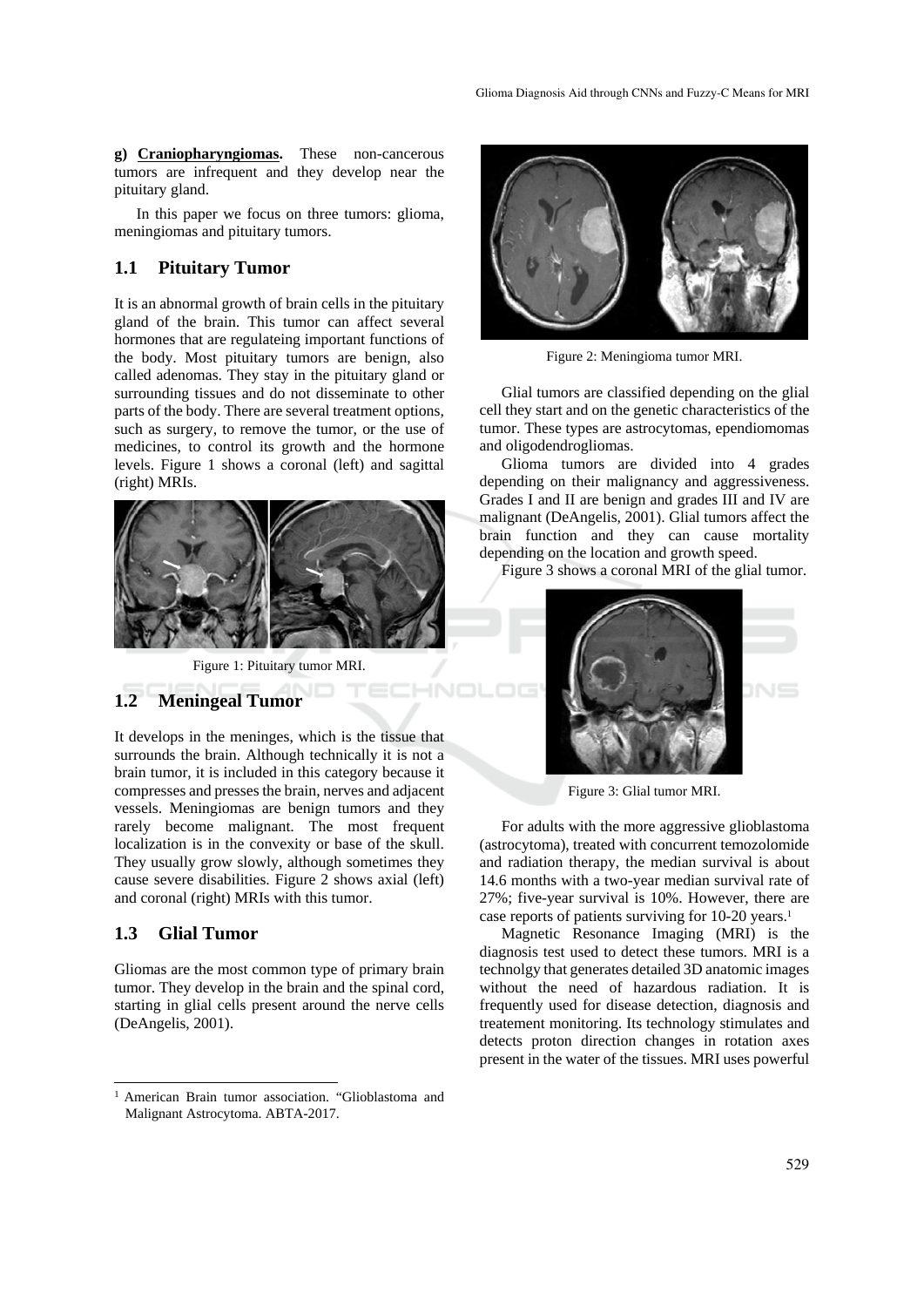**g) Craniopharyngiomas.** These non-cancerous tumors are infrequent and they develop near the pituitary gland.

In this paper we focus on three tumors: glioma, meningiomas and pituitary tumors.

## 1.1 Pituitary Tumor

It is an abnormal growth of brain cells in the pituitary gland of the brain. This tumor can affect several hormones that are regulateing important functions of the body. Most pituitary tumors are benign, also called adenomas. They stay in the pituitary gland or surrounding tissues and do not disseminate to other parts of the body. There are several treatment options, such as surgery, to remove the tumor, or the use of medicines, to control its growth and the hormone levels. Figure 1 shows a coronal (left) and sagittal (right) MRIs.

Figure 1: Pituitary tumor MRI.

## 1.2 Meningeal Tumor

It develops in the meninges, which is the tissue that surrounds the brain. Although technically it is not a brain tumor, it is included in this category because it compresses and presses the brain, nerves and adjacent vessels. Meningiomas are benign tumors and they rarely become malignant. The most frequent localization is in the convexity or base of the skull. They usually grow slowly, although sometimes they cause severe disabilities. Figure 2 shows axial (left) and coronal (right) MRIs with this tumor.

## 1.3 Glial Tumor

Gliomas are the most common type of primary brain tumor. They develop in the brain and the spinal cord, starting in glial cells present around the nerve cells (DeAngelis, 2001).

Figure 2: Meningioma tumor MRI.

Glial tumors are classified depending on the glial cell they start and on the genetic characteristics of the tumor. These types are astrocytomas, ependiomomas and oligodendrogliomas.

Glioma tumors are divided into 4 grades depending on their malignancy and aggressiveness. Grades I and II are benign and grades III and IV are malignant (DeAngelis, 2001). Glial tumors affect the brain function and they can cause mortality depending on the location and growth speed.

Figure 3 shows a coronal MRI of the glial tumor.

Figure 3: Glial tumor MRI.

For adults with the more aggressive glioblastoma (astrocytoma), treated with concurrent temozolomide and radiation therapy, the median survival is about 14.6 months with a two-year median survival rate of 27%; five-year survival is 10%. However, there are case reports of patients surviving for 10-20 years.[1]

Magnetic Resonance Imaging (MRI) is the diagnosis test used to detect these tumors. MRI is a technolgy that generates detailed 3D anatomic images without the need of hazardous radiation. It is frequently used for disease detection, diagnosis and treatement monitoring. Its technology stimulates and detects proton direction changes in rotation axes present in the water of the tissues. MRI uses powerful

[1] American Brain tumor association. "Glioblastoma and Malignant Astrocytoma. ABTA-2017.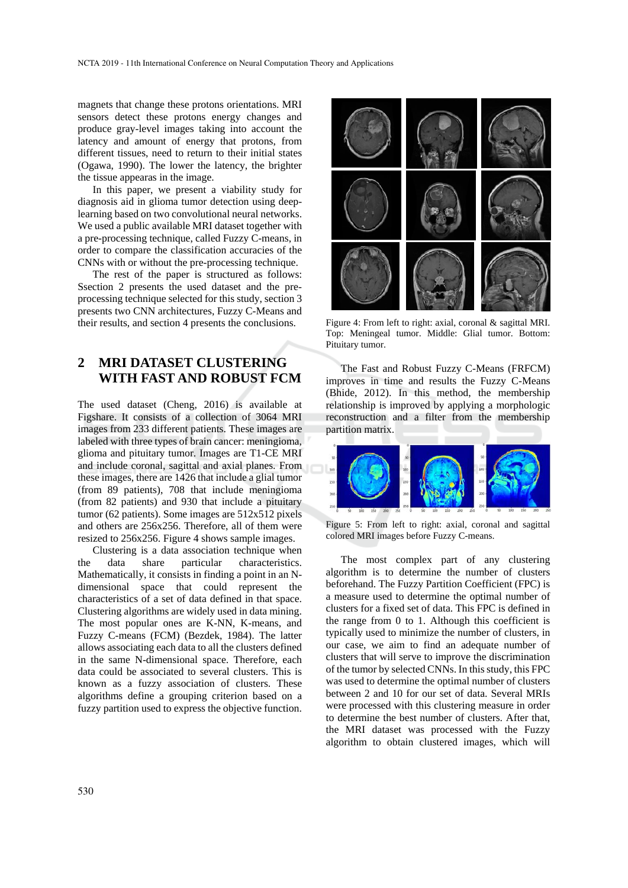magnets that change these protons orientations. MRI sensors detect these protons energy changes and produce gray-level images taking into account the latency and amount of energy that protons, from different tissues, need to return to their initial states (Ogawa, 1990). The lower the latency, the brighter the tissue appearas in the image.

In this paper, we present a viability study for diagnosis aid in glioma tumor detection using deep-learning based on two convolutional neural networks. We used a public available MRI dataset together with a pre-processing technique, called Fuzzy C-means, in order to compare the classification accuracies of the CNNs with or without the pre-processing technique.

The rest of the paper is structured as follows: Ssection 2 presents the used dataset and the pre-processing technique selected for this study, section 3 presents two CNN architectures, Fuzzy C-Means and their results, and section 4 presents the conclusions.

## 2 MRI DATASET CLUSTERING WITH FAST AND ROBUST FCM

The used dataset (Cheng, 2016) is available at Figshare. It consists of a collection of 3064 MRI images from 233 different patients. These images are labeled with three types of brain cancer: meningioma, glioma and pituitary tumor. Images are T1-CE MRI and include coronal, sagittal and axial planes. From these images, there are 1426 that include a glial tumor (from 89 patients), 708 that include meningioma (from 82 patients) and 930 that include a pituitary tumor (62 patients). Some images are 512x512 pixels and others are 256x256. Therefore, all of them were resized to 256x256. Figure 4 shows sample images.

Clustering is a data association technique when the data share particular characteristics. Mathematically, it consists in finding a point in an N-dimensional space that could represent the characteristics of a set of data defined in that space. Clustering algorithms are widely used in data mining. The most popular ones are K-NN, K-means, and Fuzzy C-means (FCM) (Bezdek, 1984). The latter allows associating each data to all the clusters defined in the same N-dimensional space. Therefore, each data could be associated to several clusters. This is known as a fuzzy association of clusters. These algorithms define a grouping criterion based on a fuzzy partition used to express the objective function.

Figure 4: From left to right: axial, coronal & sagittal MRI. Top: Meningeal tumor. Middle: Glial tumor. Bottom: Pituitary tumor.

The Fast and Robust Fuzzy C-Means (FRFCM) improves in time and results the Fuzzy C-Means (Bhide, 2012). In this method, the membership relationship is improved by applying a morphologic reconstruction and a filter from the membership partition matrix.

Figure 5: From left to right: axial, coronal and sagittal colored MRI images before Fuzzy C-means.

The most complex part of any clustering algorithm is to determine the number of clusters beforehand. The Fuzzy Partition Coefficient (FPC) is a measure used to determine the optimal number of clusters for a fixed set of data. This FPC is defined in the range from 0 to 1. Although this coefficient is typically used to minimize the number of clusters, in our case, we aim to find an adequate number of clusters that will serve to improve the discrimination of the tumor by selected CNNs. In this study, this FPC was used to determine the optimal number of clusters between 2 and 10 for our set of data. Several MRIs were processed with this clustering measure in order to determine the best number of clusters. After that, the MRI dataset was processed with the Fuzzy algorithm to obtain clustered images, which will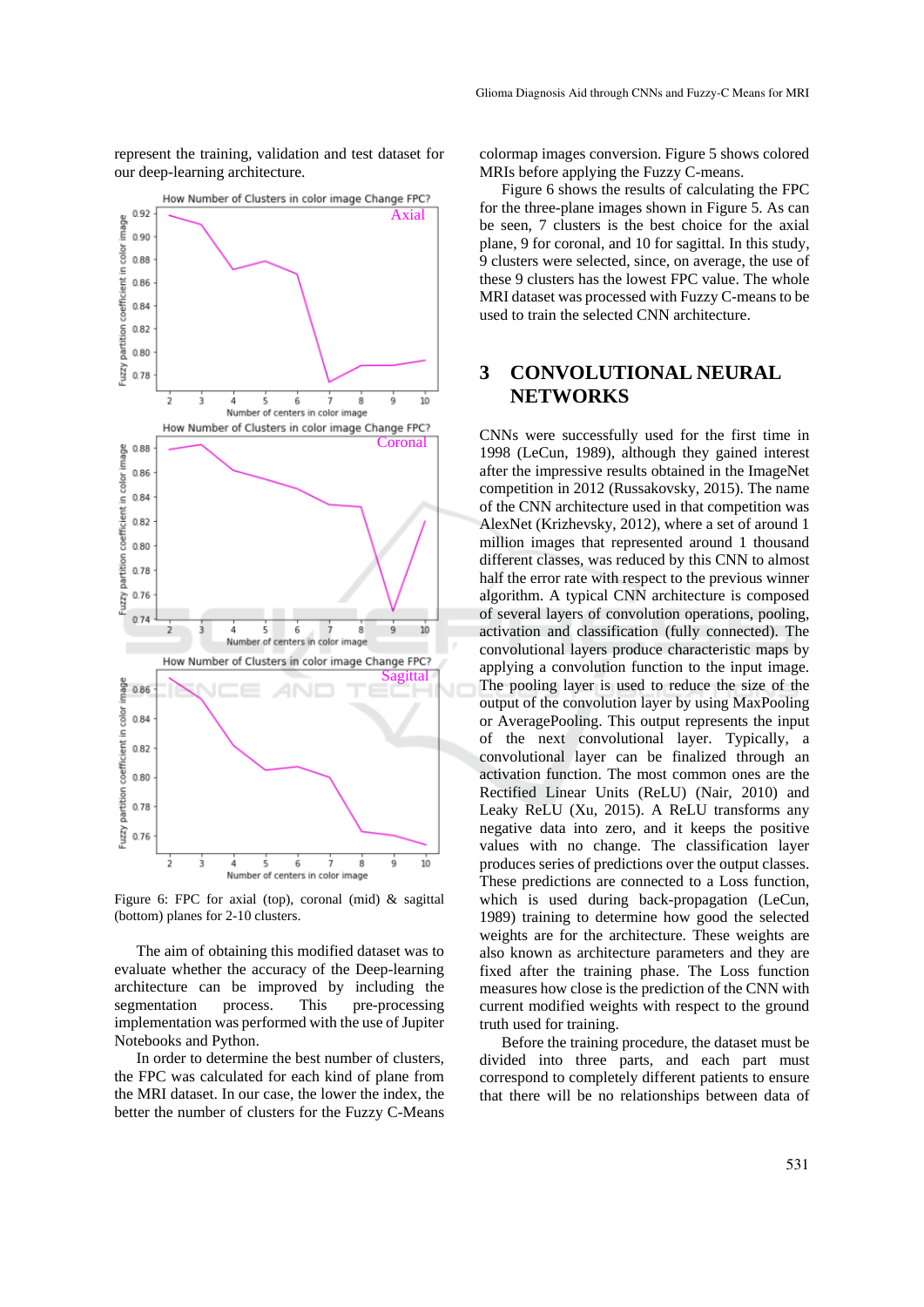represent the training, validation and test dataset for our deep-learning architecture.

Figure 6: FPC for axial (top), coronal (mid) & sagittal (bottom) planes for 2-10 clusters.

The aim of obtaining this modified dataset was to evaluate whether the accuracy of the Deep-learning architecture can be improved by including the segmentation process. This pre-processing implementation was performed with the use of Jupiter Notebooks and Python.

In order to determine the best number of clusters, the FPC was calculated for each kind of plane from the MRI dataset. In our case, the lower the index, the better the number of clusters for the Fuzzy C-Means colormap images conversion. Figure 5 shows colored MRIs before applying the Fuzzy C-means.

Figure 6 shows the results of calculating the FPC for the three-plane images shown in Figure 5. As can be seen, 7 clusters is the best choice for the axial plane, 9 for coronal, and 10 for sagittal. In this study, 9 clusters were selected, since, on average, the use of these 9 clusters has the lowest FPC value. The whole MRI dataset was processed with Fuzzy C-means to be used to train the selected CNN architecture.

# 3 CONVOLUTIONAL NEURAL NETWORKS

CNNs were successfully used for the first time in 1998 (LeCun, 1989), although they gained interest after the impressive results obtained in the ImageNet competition in 2012 (Russakovsky, 2015). The name of the CNN architecture used in that competition was AlexNet (Krizhevsky, 2012), where a set of around 1 million images that represented around 1 thousand different classes, was reduced by this CNN to almost half the error rate with respect to the previous winner algorithm. A typical CNN architecture is composed of several layers of convolution operations, pooling, activation and classification (fully connected). The convolutional layers produce characteristic maps by applying a convolution function to the input image. The pooling layer is used to reduce the size of the output of the convolution layer by using MaxPooling or AveragePooling. This output represents the input of the next convolutional layer. Typically, a convolutional layer can be finalized through an activation function. The most common ones are the Rectified Linear Units (ReLU) (Nair, 2010) and Leaky ReLU (Xu, 2015). A ReLU transforms any negative data into zero, and it keeps the positive values with no change. The classification layer produces series of predictions over the output classes. These predictions are connected to a Loss function, which is used during back-propagation (LeCun, 1989) training to determine how good the selected weights are for the architecture. These weights are also known as architecture parameters and they are fixed after the training phase. The Loss function measures how close is the prediction of the CNN with current modified weights with respect to the ground truth used for training.

Before the training procedure, the dataset must be divided into three parts, and each part must correspond to completely different patients to ensure that there will be no relationships between data of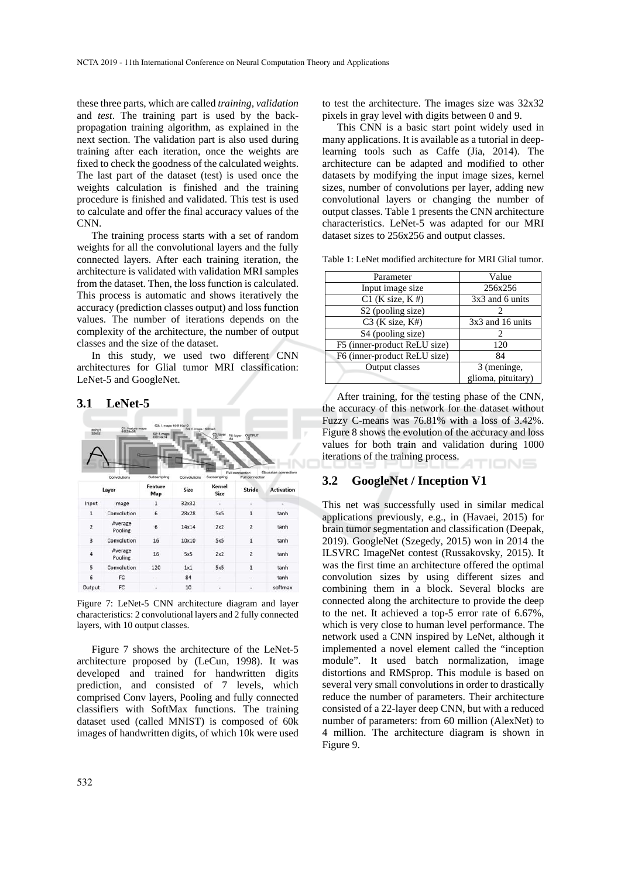these three parts, which are called *training*, *validation* and *test*. The training part is used by the back-propagation training algorithm, as explained in the next section. The validation part is also used during training after each iteration, once the weights are fixed to check the goodness of the calculated weights. The last part of the dataset (test) is used once the weights calculation is finished and the training procedure is finished and validated. This test is used to calculate and offer the final accuracy values of the CNN.

The training process starts with a set of random weights for all the convolutional layers and the fully connected layers. After each training iteration, the architecture is validated with validation MRI samples from the dataset. Then, the loss function is calculated. This process is automatic and shows iteratively the accuracy (prediction classes output) and loss function values. The number of iterations depends on the complexity of the architecture, the number of output classes and the size of the dataset.

In this study, we used two different CNN architectures for Glial tumor MRI classification: LeNet-5 and GoogleNet.

## 3.1 LeNet-5

| Layer | | Feature Map | Size | Kernel Size | Stride | Activation |
|---|---|---|---|---|---|---|
| Input | Image | 1 | 32x32 | - | - | - |
| 1 | Convolution | 6 | 28x28 | 5x5 | 1 | tanh |
| 2 | Average Pooling | 6 | 14x14 | 2x2 | 2 | tanh |
| 3 | Convolution | 16 | 10x10 | 5x5 | 1 | tanh |
| 4 | Average Pooling | 16 | 5x5 | 2x2 | 2 | tanh |
| 5 | Convolution | 120 | 1x1 | 5x5 | 1 | tanh |
| 6 | FC | - | 84 | - | - | tanh |
| Output | FC | - | 10 | - | - | softmax |

Figure 7: LeNet-5 CNN architecture diagram and layer characteristics: 2 convolutional layers and 2 fully connected layers, with 10 output classes.

Figure 7 shows the architecture of the LeNet-5 architecture proposed by (LeCun, 1998). It was developed and trained for handwritten digits prediction, and consisted of 7 levels, which comprised Conv layers, Pooling and fully connected classifiers with SoftMax functions. The training dataset used (called MNIST) is composed of 60k images of handwritten digits, of which 10k were used to test the architecture. The images size was 32x32 pixels in gray level with digits between 0 and 9.

This CNN is a basic start point widely used in many applications. It is available as a tutorial in deep-learning tools such as Caffe (Jia, 2014). The architecture can be adapted and modified to other datasets by modifying the input image sizes, kernel sizes, number of convolutions per layer, adding new convolutional layers or changing the number of output classes. Table 1 presents the CNN architecture characteristics. LeNet-5 was adapted for our MRI dataset sizes to 256x256 and output classes.

Table 1: LeNet modified architecture for MRI Glial tumor.

| Parameter | Value |
|---|---|
| Input image size | 256x256 |
| C1 (K size, K #) | 3x3 and 6 units |
| S2 (pooling size) | 2 |
| C3 (K size, K#) | 3x3 and 16 units |
| S4 (pooling size) | 2 |
| F5 (inner-product ReLU size) | 120 |
| F6 (inner-product ReLU size) | 84 |
| Output classes | 3 (meninge, glioma, pituitary) |

After training, for the testing phase of the CNN, the accuracy of this network for the dataset without Fuzzy C-means was 76.81% with a loss of 3.42%. Figure 8 shows the evolution of the accuracy and loss values for both train and validation during 1000 iterations of the training process.

## 3.2 GoogleNet / Inception V1

This net was successfully used in similar medical applications previously, e.g., in (Havaei, 2015) for brain tumor segmentation and classification (Deepak, 2019). GoogleNet (Szegedy, 2015) won in 2014 the ILSVRC ImageNet contest (Russakovsky, 2015). It was the first time an architecture offered the optimal convolution sizes by using different sizes and combining them in a block. Several blocks are connected along the architecture to provide the deep to the net. It achieved a top-5 error rate of 6.67%, which is very close to human level performance. The network used a CNN inspired by LeNet, although it implemented a novel element called the "inception module". It used batch normalization, image distortions and RMSprop. This module is based on several very small convolutions in order to drastically reduce the number of parameters. Their architecture consisted of a 22-layer deep CNN, but with a reduced number of parameters: from 60 million (AlexNet) to 4 million. The architecture diagram is shown in Figure 9.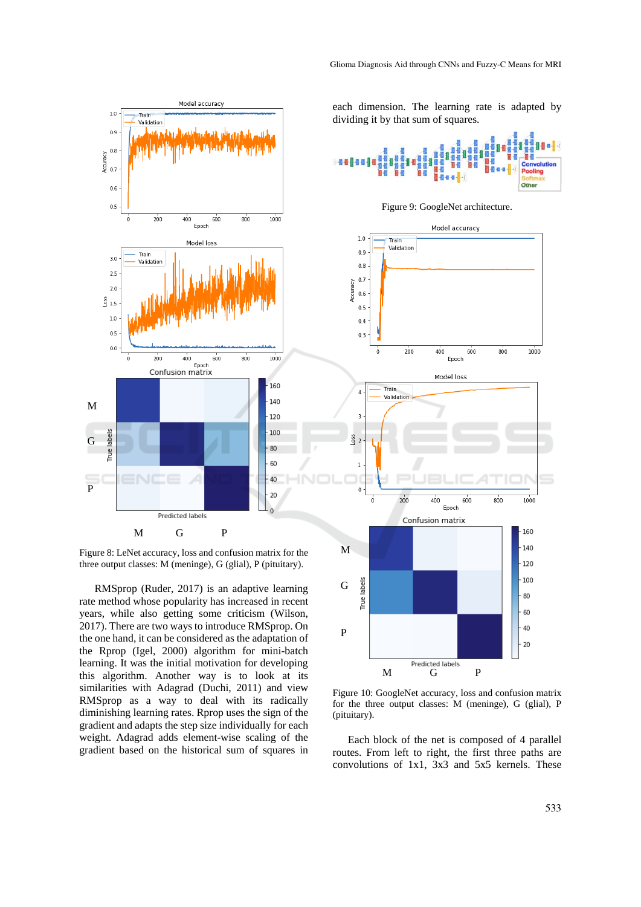Figure 8: LeNet accuracy, loss and confusion matrix for the three output classes: M (meninge), G (glial), P (pituitary).

RMSprop (Ruder, 2017) is an adaptive learning rate method whose popularity has increased in recent years, while also getting some criticism (Wilson, 2017). There are two ways to introduce RMSprop. On the one hand, it can be considered as the adaptation of the Rprop (Igel, 2000) algorithm for mini-batch learning. It was the initial motivation for developing this algorithm. Another way is to look at its similarities with Adagrad (Duchi, 2011) and view RMSprop as a way to deal with its radically diminishing learning rates. Rprop uses the sign of the gradient and adapts the step size individually for each weight. Adagrad adds element-wise scaling of the gradient based on the historical sum of squares in each dimension. The learning rate is adapted by dividing it by that sum of squares.

Figure 9: GoogleNet architecture.

Figure 10: GoogleNet accuracy, loss and confusion matrix for the three output classes: M (meninge), G (glial), P (pituitary).

Each block of the net is composed of 4 parallel routes. From left to right, the first three paths are convolutions of 1x1, 3x3 and 5x5 kernels. These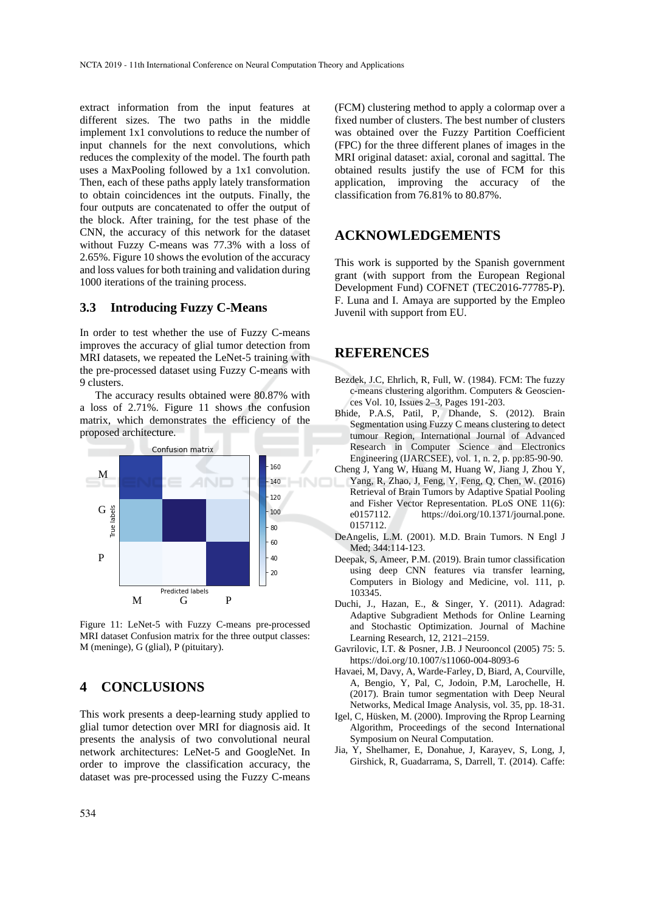extract information from the input features at different sizes. The two paths in the middle implement 1x1 convolutions to reduce the number of input channels for the next convolutions, which reduces the complexity of the model. The fourth path uses a MaxPooling followed by a 1x1 convolution. Then, each of these paths apply lately transformation to obtain coincidences int the outputs. Finally, the four outputs are concatenated to offer the output of the block. After training, for the test phase of the CNN, the accuracy of this network for the dataset without Fuzzy C-means was 77.3% with a loss of 2.65%. Figure 10 shows the evolution of the accuracy and loss values for both training and validation during 1000 iterations of the training process.

### 3.3 Introducing Fuzzy C-Means

In order to test whether the use of Fuzzy C-means improves the accuracy of glial tumor detection from MRI datasets, we repeated the LeNet-5 training with the pre-processed dataset using Fuzzy C-means with 9 clusters.

The accuracy results obtained were 80.87% with a loss of 2.71%. Figure 11 shows the confusion matrix, which demonstrates the efficiency of the proposed architecture.

Figure 11: LeNet-5 with Fuzzy C-means pre-processed MRI dataset Confusion matrix for the three output classes: M (meninge), G (glial), P (pituitary).

## 4 CONCLUSIONS

This work presents a deep-learning study applied to glial tumor detection over MRI for diagnosis aid. It presents the analysis of two convolutional neural network architectures: LeNet-5 and GoogleNet. In order to improve the classification accuracy, the dataset was pre-processed using the Fuzzy C-means (FCM) clustering method to apply a colormap over a fixed number of clusters. The best number of clusters was obtained over the Fuzzy Partition Coefficient (FPC) for the three different planes of images in the MRI original dataset: axial, coronal and sagittal. The obtained results justify the use of FCM for this application, improving the accuracy of the classification from 76.81% to 80.87%.

## ACKNOWLEDGEMENTS

This work is supported by the Spanish government grant (with support from the European Regional Development Fund) COFNET (TEC2016-77785-P). F. Luna and I. Amaya are supported by the Empleo Juvenil with support from EU.

## REFERENCES

Bezdek, J.C, Ehrlich, R, Full, W. (1984). FCM: The fuzzy c-means clustering algorithm. Computers & Geosciences Vol. 10, Issues 2–3, Pages 191-203.

Bhide, P.A.S, Patil, P, Dhande, S. (2012). Brain Segmentation using Fuzzy C means clustering to detect tumour Region, International Journal of Advanced Research in Computer Science and Electronics Engineering (IJARCSEE), vol. 1, n. 2, p. pp:85-90-90.

Cheng J, Yang W, Huang M, Huang W, Jiang J, Zhou Y, Yang, R, Zhao, J, Feng, Y, Feng, Q, Chen, W. (2016) Retrieval of Brain Tumors by Adaptive Spatial Pooling and Fisher Vector Representation. PLoS ONE 11(6): e0157112. https://doi.org/10.1371/journal.pone.0157112.

DeAngelis, L.M. (2001). M.D. Brain Tumors. N Engl J Med; 344:114-123.

Deepak, S, Ameer, P.M. (2019). Brain tumor classification using deep CNN features via transfer learning, Computers in Biology and Medicine, vol. 111, p. 103345.

Duchi, J., Hazan, E., & Singer, Y. (2011). Adagrad: Adaptive Subgradient Methods for Online Learning and Stochastic Optimization. Journal of Machine Learning Research, 12, 2121–2159.

Gavrilovic, I.T. & Posner, J.B. J Neurooncol (2005) 75: 5. https://doi.org/10.1007/s11060-004-8093-6

Havaei, M, Davy, A, Warde-Farley, D, Biard, A, Courville, A, Bengio, Y, Pal, C, Jodoin, P.M, Larochelle, H. (2017). Brain tumor segmentation with Deep Neural Networks, Medical Image Analysis, vol. 35, pp. 18-31.

Igel, C, Hüsken, M. (2000). Improving the Rprop Learning Algorithm, Proceedings of the second International Symposium on Neural Computation.

Jia, Y, Shelhamer, E, Donahue, J, Karayev, S, Long, J, Girshick, R, Guadarrama, S, Darrell, T. (2014). Caffe: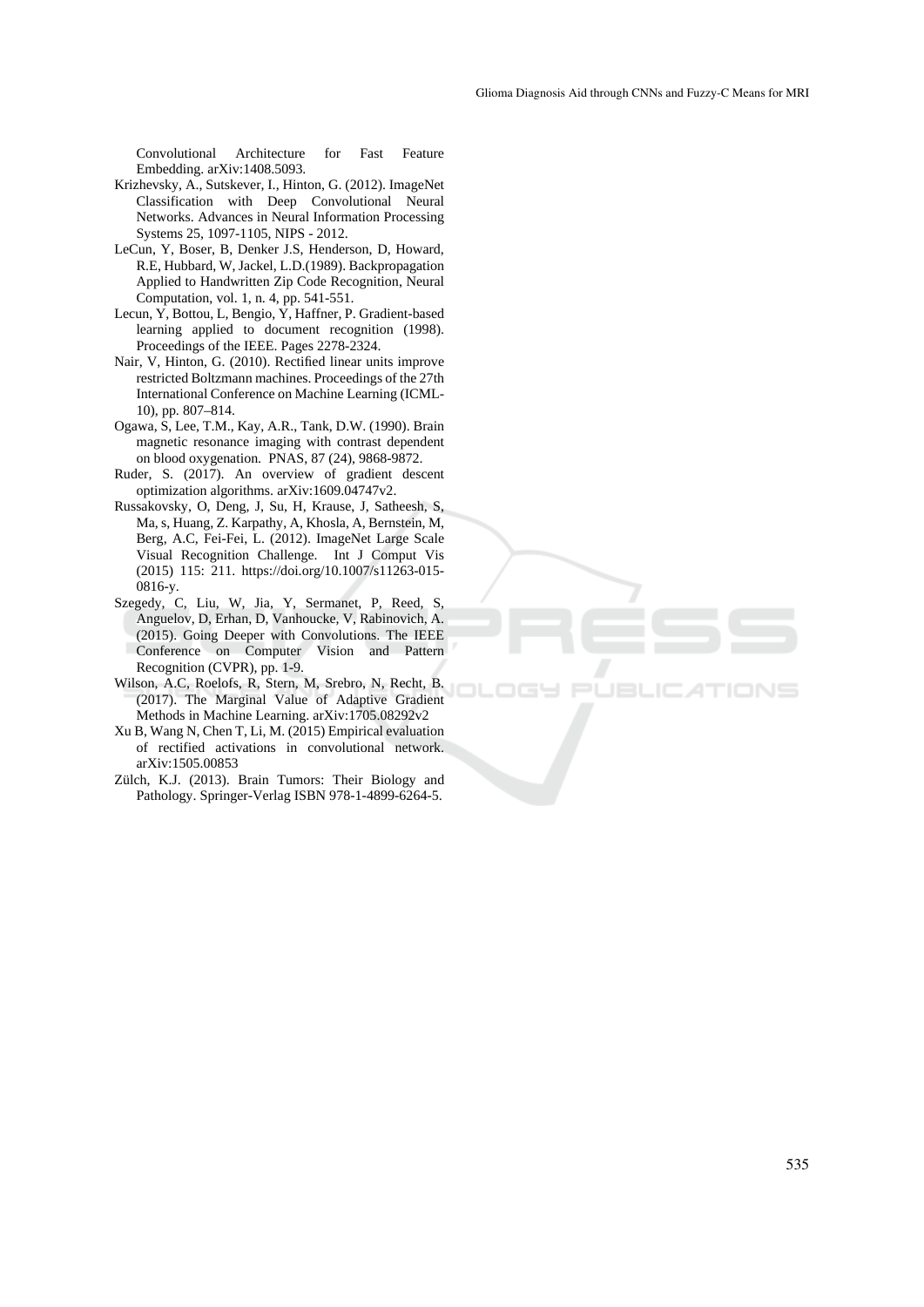Convolutional Architecture for Fast Feature Embedding. arXiv:1408.5093.

Krizhevsky, A., Sutskever, I., Hinton, G. (2012). ImageNet Classification with Deep Convolutional Neural Networks. Advances in Neural Information Processing Systems 25, 1097-1105, NIPS - 2012.

LeCun, Y, Boser, B, Denker J.S, Henderson, D, Howard, R.E, Hubbard, W, Jackel, L.D.(1989). Backpropagation Applied to Handwritten Zip Code Recognition, Neural Computation, vol. 1, n. 4, pp. 541-551.

Lecun, Y, Bottou, L, Bengio, Y, Haffner, P. Gradient-based learning applied to document recognition (1998). Proceedings of the IEEE. Pages 2278-2324.

Nair, V, Hinton, G. (2010). Rectified linear units improve restricted Boltzmann machines. Proceedings of the 27th International Conference on Machine Learning (ICML-10), pp. 807–814.

Ogawa, S, Lee, T.M., Kay, A.R., Tank, D.W. (1990). Brain magnetic resonance imaging with contrast dependent on blood oxygenation. PNAS, 87 (24), 9868-9872.

Ruder, S. (2017). An overview of gradient descent optimization algorithms. arXiv:1609.04747v2.

Russakovsky, O, Deng, J, Su, H, Krause, J, Satheesh, S, Ma, s, Huang, Z. Karpathy, A, Khosla, A, Bernstein, M, Berg, A.C, Fei-Fei, L. (2012). ImageNet Large Scale Visual Recognition Challenge. Int J Comput Vis (2015) 115: 211. https://doi.org/10.1007/s11263-015-0816-y.

Szegedy, C, Liu, W, Jia, Y, Sermanet, P, Reed, S, Anguelov, D, Erhan, D, Vanhoucke, V, Rabinovich, A. (2015). Going Deeper with Convolutions. The IEEE Conference on Computer Vision and Pattern Recognition (CVPR), pp. 1-9.

Wilson, A.C, Roelofs, R, Stern, M, Srebro, N, Recht, B. (2017). The Marginal Value of Adaptive Gradient Methods in Machine Learning. arXiv:1705.08292v2

Xu B, Wang N, Chen T, Li, M. (2015) Empirical evaluation of rectified activations in convolutional network. arXiv:1505.00853

Zülch, K.J. (2013). Brain Tumors: Their Biology and Pathology. Springer-Verlag ISBN 978-1-4899-6264-5.